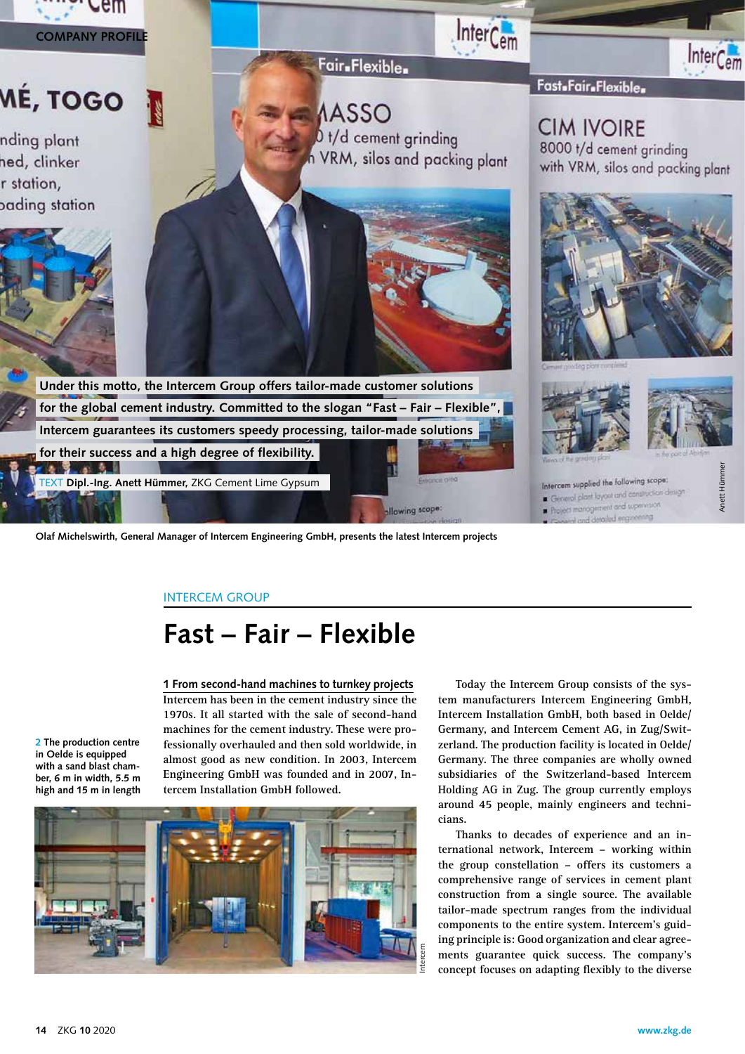Under this motto, the Intercem Group offers tailor-made customer solutions for the global cement industry. Committed to the slogan "Fast – Fair – Flexible", Intercem guarantees its customers speedy processing, tailor-made solutions for their success and a high degree of flexibility.

TEXT **Dipl.-Ing. Anett Hümmer,** ZKG Cement Lime Gypsum

**Olaf Michelswirth, General Manager of Intercem Engineering GmbH, presents the latest Intercem projects**

INTERCEM GROUP

# Fast – Fair – Flexible

## 1 From second-hand machines to turnkey projects

Intercem has been in the cement industry since the 1970s. It all started with the sale of second-hand machines for the cement industry. These were professionally overhauled and then sold worldwide, in almost good as new condition. In 2003, Intercem Engineering GmbH was founded and in 2007, Intercem Installation GmbH followed.

**2 The production centre in Oelde is equipped with a sand blast chamber, 6 m in width, 5.5 m high and 15 m in length**

Today the Intercem Group consists of the system manufacturers Intercem Engineering GmbH, Intercem Installation GmbH, both based in Oelde/Germany, and Intercem Cement AG, in Zug/Switzerland. The production facility is located in Oelde/Germany. The three companies are wholly owned subsidiaries of the Switzerland-based Intercem Holding AG in Zug. The group currently employs around 45 people, mainly engineers and technicians.

Thanks to decades of experience and an international network, Intercem – working within the group constellation – offers its customers a comprehensive range of services in cement plant construction from a single source. The available tailor-made spectrum ranges from the individual components to the entire system. Intercem's guiding principle is: Good organization and clear agreements guarantee quick success. The company's concept focuses on adapting flexibly to the diverse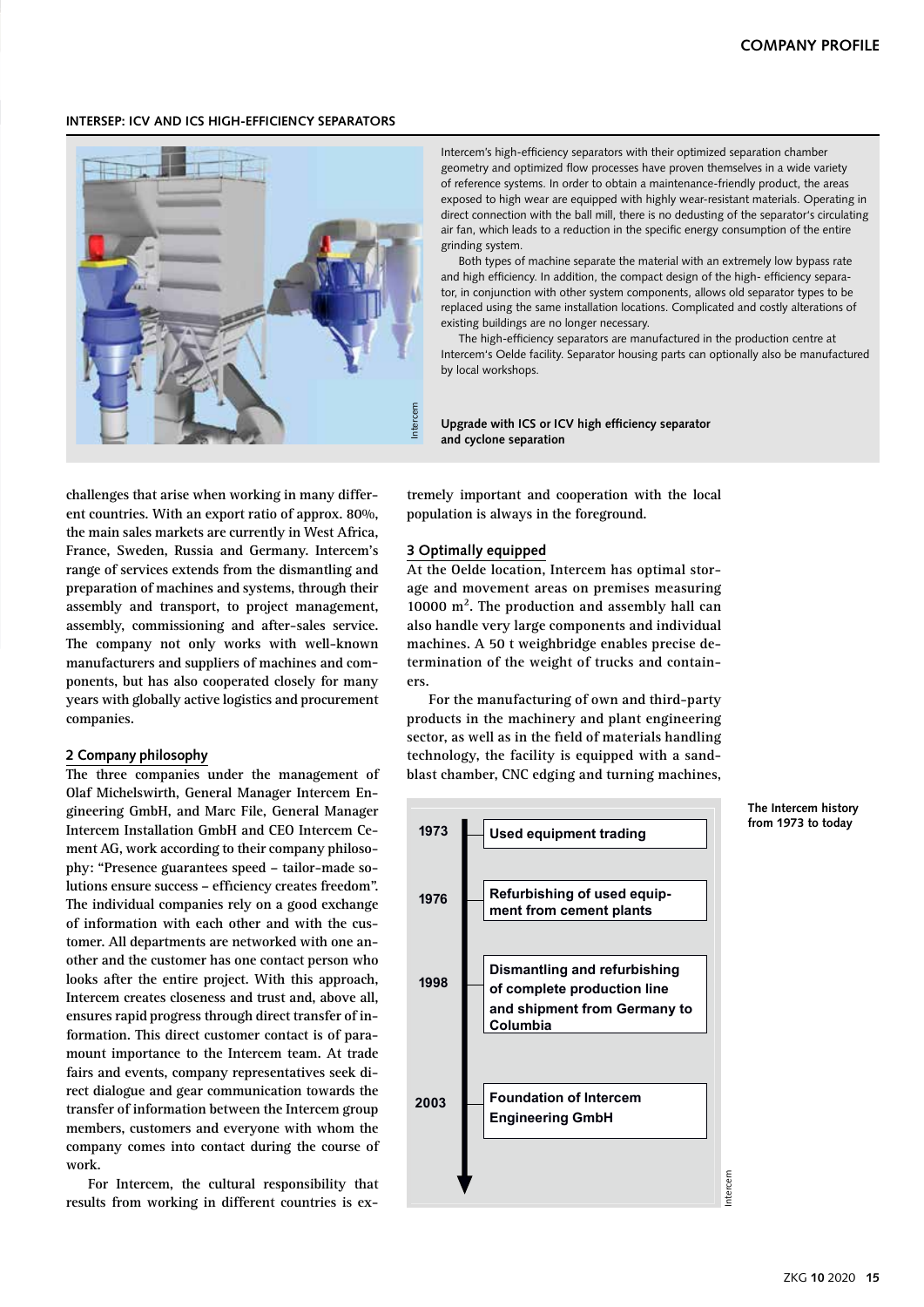### INTERSEP: ICV AND ICS HIGH-EFFICIENCY SEPARATORS

Intercem's high-efficiency separators with their optimized separation chamber geometry and optimized flow processes have proven themselves in a wide variety of reference systems. In order to obtain a maintenance-friendly product, the areas exposed to high wear are equipped with highly wear-resistant materials. Operating in direct connection with the ball mill, there is no dedusting of the separator's circulating air fan, which leads to a reduction in the specific energy consumption of the entire grinding system.

Both types of machine separate the material with an extremely low bypass rate and high efficiency. In addition, the compact design of the high- efficiency separator, in conjunction with other system components, allows old separator types to be replaced using the same installation locations. Complicated and costly alterations of existing buildings are no longer necessary.

The high-efficiency separators are manufactured in the production centre at Intercem's Oelde facility. Separator housing parts can optionally also be manufactured by local workshops.

**Upgrade with ICS or ICV high efficiency separator and cyclone separation**

challenges that arise when working in many different countries. With an export ratio of approx. 80%, the main sales markets are currently in West Africa, France, Sweden, Russia and Germany. Intercem's range of services extends from the dismantling and preparation of machines and systems, through their assembly and transport, to project management, assembly, commissioning and after-sales service. The company not only works with well-known manufacturers and suppliers of machines and components, but has also cooperated closely for many years with globally active logistics and procurement companies.

## 2 Company philosophy

The three companies under the management of Olaf Michelswirth, General Manager Intercem Engineering GmbH, and Marc File, General Manager Intercem Installation GmbH and CEO Intercem Cement AG, work according to their company philosophy: "Presence guarantees speed – tailor-made solutions ensure success – efficiency creates freedom". The individual companies rely on a good exchange of information with each other and with the customer. All departments are networked with one another and the customer has one contact person who looks after the entire project. With this approach, Intercem creates closeness and trust and, above all, ensures rapid progress through direct transfer of information. This direct customer contact is of paramount importance to the Intercem team. At trade fairs and events, company representatives seek direct dialogue and gear communication towards the transfer of information between the Intercem group members, customers and everyone with whom the company comes into contact during the course of work.

For Intercem, the cultural responsibility that results from working in different countries is extremely important and cooperation with the local population is always in the foreground.

## 3 Optimally equipped

At the Oelde location, Intercem has optimal storage and movement areas on premises measuring 10000 m². The production and assembly hall can also handle very large components and individual machines. A 50 t weighbridge enables precise determination of the weight of trucks and containers.

For the manufacturing of own and third-party products in the machinery and plant engineering sector, as well as in the field of materials handling technology, the facility is equipped with a sandblast chamber, CNC edging and turning machines,

| Year | Event |
|---|---|
| 1973 | Used equipment trading |
| 1976 | Refurbishing of used equipment from cement plants |
| 1998 | Dismantling and refurbishing of complete production line and shipment from Germany to Columbia |
| 2003 | Foundation of Intercem Engineering GmbH |

**The Intercem history from 1973 to today**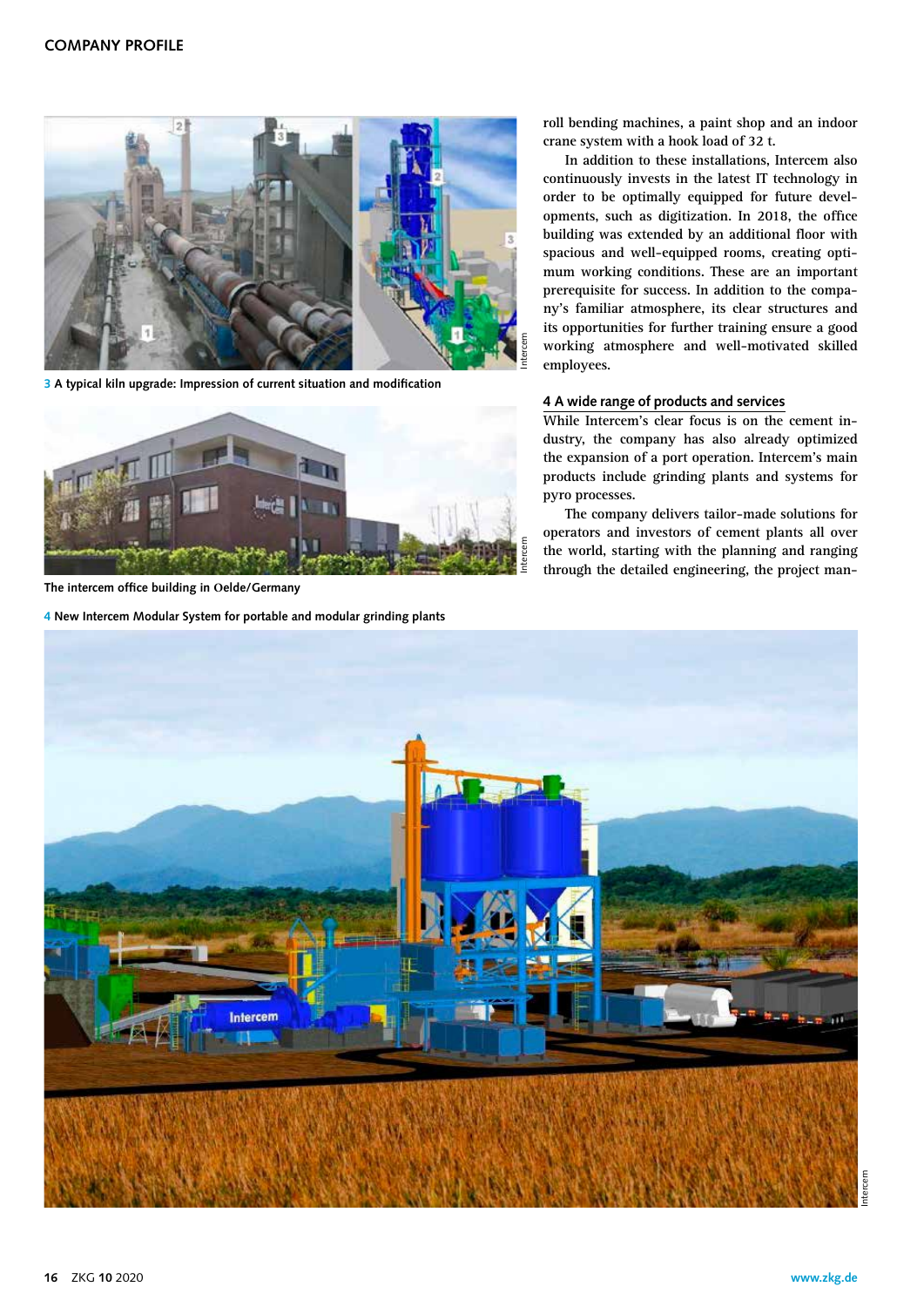3 A typical kiln upgrade: Impression of current situation and modification

The intercem office building in Oelde/Germany

4 New Intercem Modular System for portable and modular grinding plants

roll bending machines, a paint shop and an indoor crane system with a hook load of 32 t.

In addition to these installations, Intercem also continuously invests in the latest IT technology in order to be optimally equipped for future developments, such as digitization. In 2018, the office building was extended by an additional floor with spacious and well-equipped rooms, creating optimum working conditions. These are an important prerequisite for success. In addition to the company's familiar atmosphere, its clear structures and its opportunities for further training ensure a good working atmosphere and well-motivated skilled employees.

## 4 A wide range of products and services

While Intercem's clear focus is on the cement industry, the company has also already optimized the expansion of a port operation. Intercem's main products include grinding plants and systems for pyro processes.

The company delivers tailor-made solutions for operators and investors of cement plants all over the world, starting with the planning and ranging through the detailed engineering, the project man-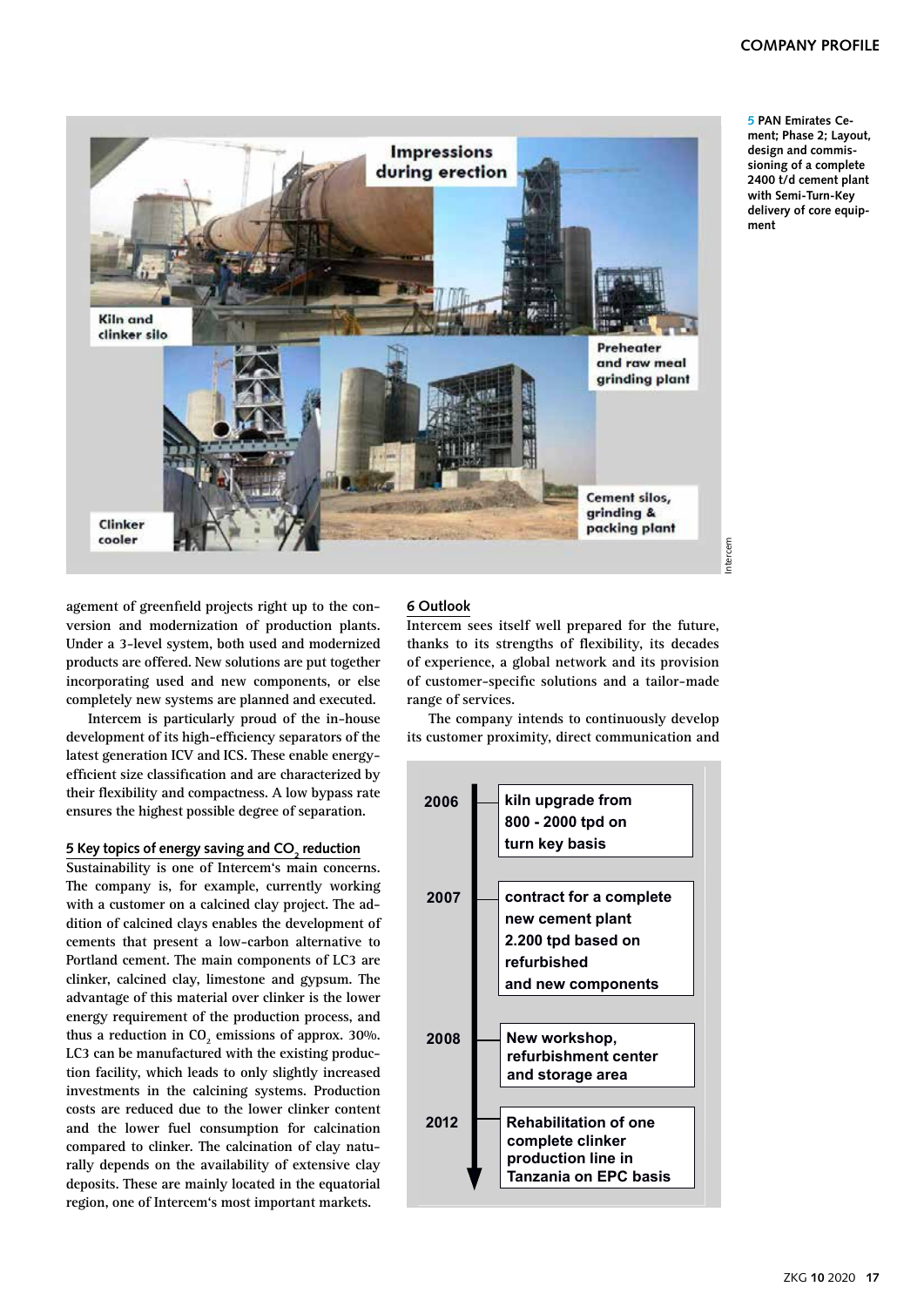5 PAN Emirates Cement; Phase 2; Layout, design and commissioning of a complete 2400 t/d cement plant with Semi-Turn-Key delivery of core equipment

agement of greenfield projects right up to the conversion and modernization of production plants. Under a 3-level system, both used and modernized products are offered. New solutions are put together incorporating used and new components, or else completely new systems are planned and executed.

Intercem is particularly proud of the in-house development of its high-efficiency separators of the latest generation ICV and ICS. These enable energy-efficient size classification and are characterized by their flexibility and compactness. A low bypass rate ensures the highest possible degree of separation.

## 5 Key topics of energy saving and $CO_2$ reduction

Sustainability is one of Intercem's main concerns. The company is, for example, currently working with a customer on a calcined clay project. The addition of calcined clays enables the development of cements that present a low-carbon alternative to Portland cement. The main components of LC3 are clinker, calcined clay, limestone and gypsum. The advantage of this material over clinker is the lower energy requirement of the production process, and thus a reduction in $CO_2$ emissions of approx. 30%. LC3 can be manufactured with the existing production facility, which leads to only slightly increased investments in the calcining systems. Production costs are reduced due to the lower clinker content and the lower fuel consumption for calcination compared to clinker. The calcination of clay naturally depends on the availability of extensive clay deposits. These are mainly located in the equatorial region, one of Intercem's most important markets.

## 6 Outlook

Intercem sees itself well prepared for the future, thanks to its strengths of flexibility, its decades of experience, a global network and its provision of customer-specific solutions and a tailor-made range of services.

The company intends to continuously develop its customer proximity, direct communication and

| Year | Milestone |
|---|---|
| 2006 | kiln upgrade from 800 - 2000 tpd on turn key basis |
| 2007 | contract for a complete new cement plant 2.200 tpd based on refurbished and new components |
| 2008 | New workshop, refurbishment center and storage area |
| 2012 | Rehabilitation of one complete clinker production line in Tanzania on EPC basis |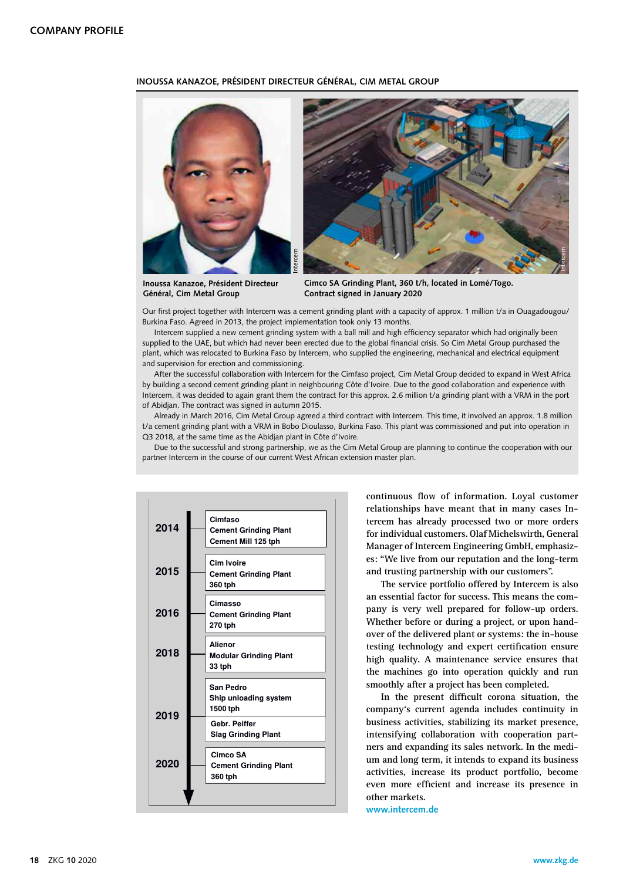### INOUSSA KANAZOE, PRÉSIDENT DIRECTEUR GÉNÉRAL, CIM METAL GROUP

Inoussa Kanazoe, Président Directeur Général, Cim Metal Group

Cimco SA Grinding Plant, 360 t/h, located in Lomé/Togo. Contract signed in January 2020

Our first project together with Intercem was a cement grinding plant with a capacity of approx. 1 million t/a in Ouagadougou/ Burkina Faso. Agreed in 2013, the project implementation took only 13 months.

Intercem supplied a new cement grinding system with a ball mill and high efficiency separator which had originally been supplied to the UAE, but which had never been erected due to the global financial crisis. So Cim Metal Group purchased the plant, which was relocated to Burkina Faso by Intercem, who supplied the engineering, mechanical and electrical equipment and supervision for erection and commissioning.

After the successful collaboration with Intercem for the Cimfaso project, Cim Metal Group decided to expand in West Africa by building a second cement grinding plant in neighbouring Côte d'Ivoire. Due to the good collaboration and experience with Intercem, it was decided to again grant them the contract for this approx. 2.6 million t/a grinding plant with a VRM in the port of Abidjan. The contract was signed in autumn 2015.

Already in March 2016, Cim Metal Group agreed a third contract with Intercem. This time, it involved an approx. 1.8 million t/a cement grinding plant with a VRM in Bobo Dioulasso, Burkina Faso. This plant was commissioned and put into operation in Q3 2018, at the same time as the Abidjan plant in Côte d'Ivoire.

Due to the successful and strong partnership, we as the Cim Metal Group are planning to continue the cooperation with our partner Intercem in the course of our current West African extension master plan.

| Year | Project |
|---|---|
| 2014 | **Cimfaso** Cement Grinding Plant Cement Mill 125 tph |
| 2015 | **Cim Ivoire** Cement Grinding Plant 360 tph |
| 2016 | **Cimasso** Cement Grinding Plant 270 tph |
| 2018 | **Alienor** Modular Grinding Plant 33 tph |
| 2019 | **San Pedro** Ship unloading system 1500 tph |
| 2019 | **Gebr. Peiffer** Slag Grinding Plant |
| 2020 | **Cimco SA** Cement Grinding Plant 360 tph |

continuous flow of information. Loyal customer relationships have meant that in many cases Intercem has already processed two or more orders for individual customers. Olaf Michelswirth, General Manager of Intercem Engineering GmbH, emphasizes: "We live from our reputation and the long-term and trusting partnership with our customers".

The service portfolio offered by Intercem is also an essential factor for success. This means the company is very well prepared for follow-up orders. Whether before or during a project, or upon handover of the delivered plant or systems: the in-house testing technology and expert certification ensure high quality. A maintenance service ensures that the machines go into operation quickly and run smoothly after a project has been completed.

In the present difficult corona situation, the company's current agenda includes continuity in business activities, stabilizing its market presence, intensifying collaboration with cooperation partners and expanding its sales network. In the medium and long term, it intends to expand its business activities, increase its product portfolio, become even more efficient and increase its presence in other markets.

www.intercem.de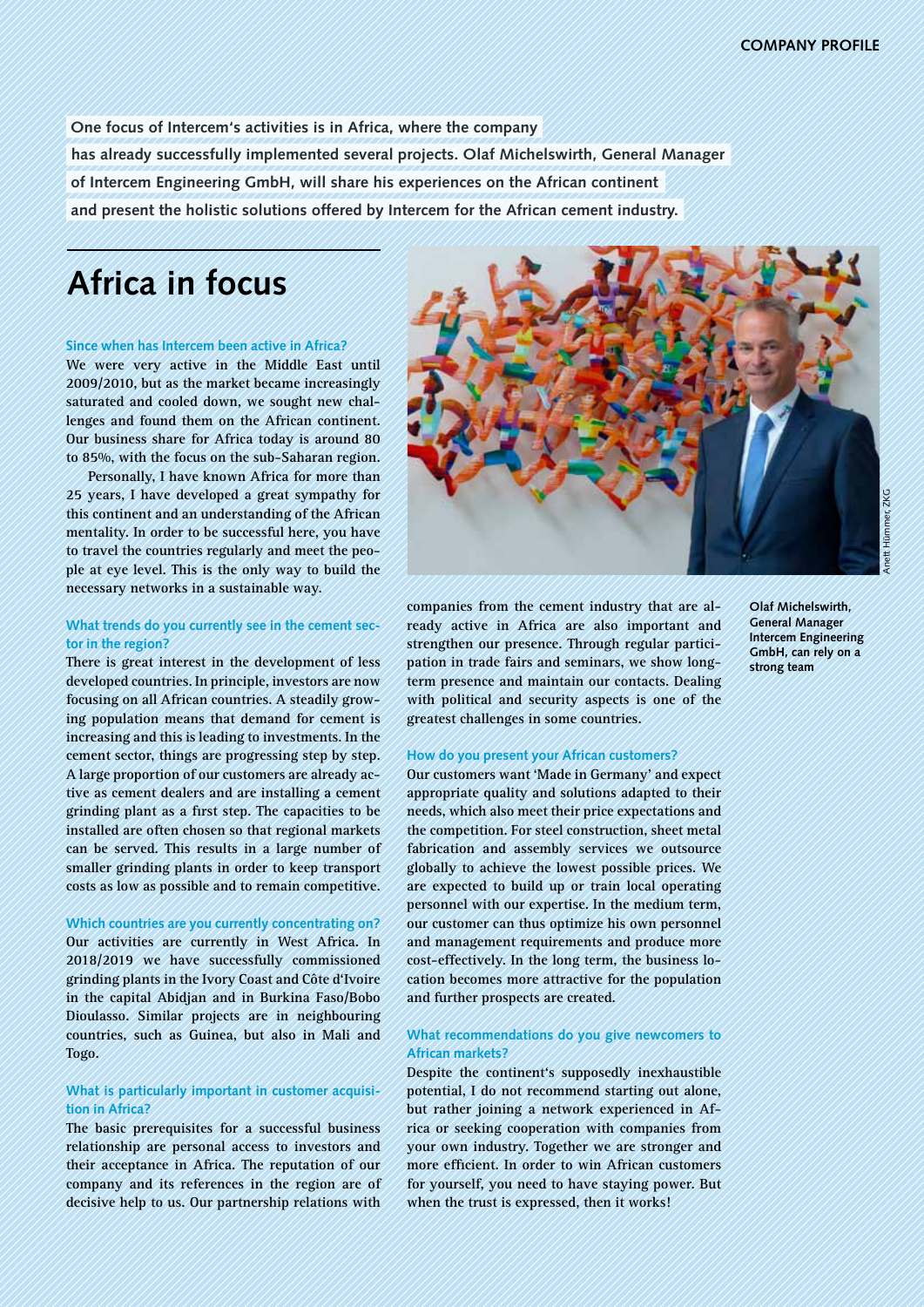One focus of Intercem's activities is in Africa, where the company has already successfully implemented several projects. Olaf Michelswirth, General Manager of Intercem Engineering GmbH, will share his experiences on the African continent and present the holistic solutions offered by Intercem for the African cement industry.

# Africa in focus

**Since when has Intercem been active in Africa?**

We were very active in the Middle East until 2009/2010, but as the market became increasingly saturated and cooled down, we sought new challenges and found them on the African continent. Our business share for Africa today is around 80 to 85%, with the focus on the sub-Saharan region.

Personally, I have known Africa for more than 25 years, I have developed a great sympathy for this continent and an understanding of the African mentality. In order to be successful here, you have to travel the countries regularly and meet the people at eye level. This is the only way to build the necessary networks in a sustainable way.

**What trends do you currently see in the cement sector in the region?**

There is great interest in the development of less developed countries. In principle, investors are now focusing on all African countries. A steadily growing population means that demand for cement is increasing and this is leading to investments. In the cement sector, things are progressing step by step. A large proportion of our customers are already active as cement dealers and are installing a cement grinding plant as a first step. The capacities to be installed are often chosen so that regional markets can be served. This results in a large number of smaller grinding plants in order to keep transport costs as low as possible and to remain competitive.

**Which countries are you currently concentrating on?**

Our activities are currently in West Africa. In 2018/2019 we have successfully commissioned grinding plants in the Ivory Coast and Côte d'Ivoire in the capital Abidjan and in Burkina Faso/Bobo Dioulasso. Similar projects are in neighbouring countries, such as Guinea, but also in Mali and Togo.

**What is particularly important in customer acquisition in Africa?**

The basic prerequisites for a successful business relationship are personal access to investors and their acceptance in Africa. The reputation of our company and its references in the region are of decisive help to us. Our partnership relations with companies from the cement industry that are already active in Africa are also important and strengthen our presence. Through regular participation in trade fairs and seminars, we show long-term presence and maintain our contacts. Dealing with political and security aspects is one of the greatest challenges in some countries.

Olaf Michelswirth, General Manager Intercem Engineering GmbH, can rely on a strong team

Anett Hümmer, ZKG

**How do you present your African customers?**

Our customers want 'Made in Germany' and expect appropriate quality and solutions adapted to their needs, which also meet their price expectations and the competition. For steel construction, sheet metal fabrication and assembly services we outsource globally to achieve the lowest possible prices. We are expected to build up or train local operating personnel with our expertise. In the medium term, our customer can thus optimize his own personnel and management requirements and produce more cost-effectively. In the long term, the business location becomes more attractive for the population and further prospects are created.

**What recommendations do you give newcomers to African markets?**

Despite the continent's supposedly inexhaustible potential, I do not recommend starting out alone, but rather joining a network experienced in Africa or seeking cooperation with companies from your own industry. Together we are stronger and more efficient. In order to win African customers for yourself, you need to have staying power. But when the trust is expressed, then it works!